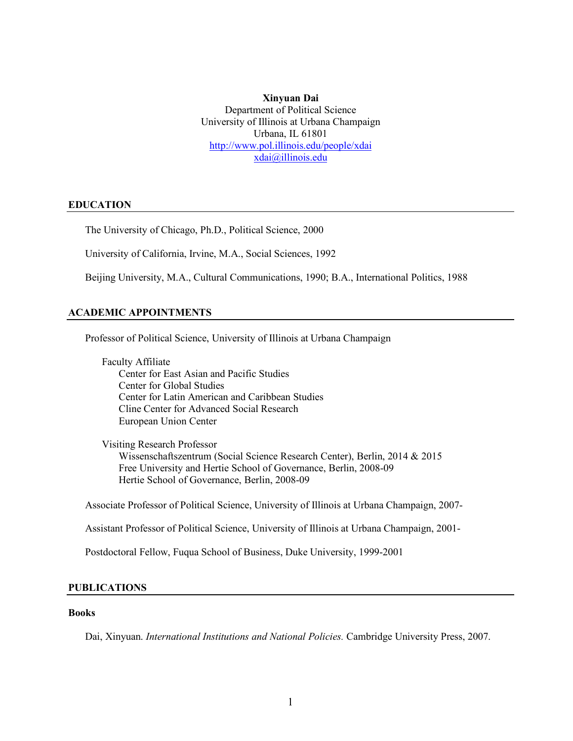**Xinyuan Dai**
Department of Political Science
University of Illinois at Urbana Champaign
Urbana, IL 61801
http://www.pol.illinois.edu/people/xdai
xdai@illinois.edu

## EDUCATION

The University of Chicago, Ph.D., Political Science, 2000

University of California, Irvine, M.A., Social Sciences, 1992

Beijing University, M.A., Cultural Communications, 1990; B.A., International Politics, 1988

## ACADEMIC APPOINTMENTS

Professor of Political Science, University of Illinois at Urbana Champaign

Faculty Affiliate
- Center for East Asian and Pacific Studies
- Center for Global Studies
- Center for Latin American and Caribbean Studies
- Cline Center for Advanced Social Research
- European Union Center

Visiting Research Professor
- Wissenschaftszentrum (Social Science Research Center), Berlin, 2014 & 2015
- Free University and Hertie School of Governance, Berlin, 2008-09
- Hertie School of Governance, Berlin, 2008-09

Associate Professor of Political Science, University of Illinois at Urbana Champaign, 2007-

Assistant Professor of Political Science, University of Illinois at Urbana Champaign, 2001-

Postdoctoral Fellow, Fuqua School of Business, Duke University, 1999-2001

## PUBLICATIONS

### Books

Dai, Xinyuan. *International Institutions and National Policies.* Cambridge University Press, 2007.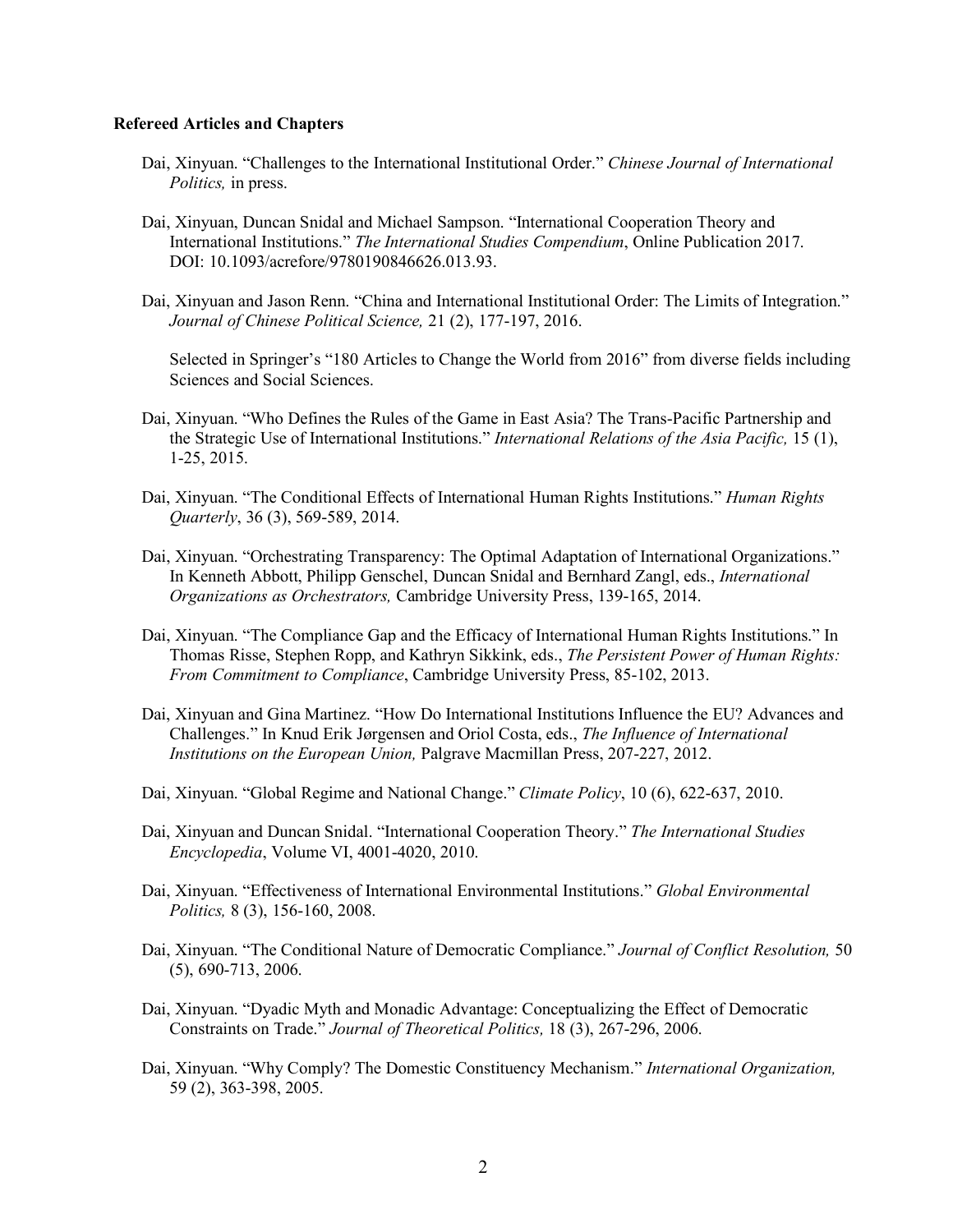**Refereed Articles and Chapters**

Dai, Xinyuan. "Challenges to the International Institutional Order." *Chinese Journal of International Politics,* in press.

Dai, Xinyuan, Duncan Snidal and Michael Sampson. "International Cooperation Theory and International Institutions." *The International Studies Compendium*, Online Publication 2017. DOI: 10.1093/acrefore/9780190846626.013.93.

Dai, Xinyuan and Jason Renn. "China and International Institutional Order: The Limits of Integration." *Journal of Chinese Political Science,* 21 (2), 177-197, 2016.

Selected in Springer's "180 Articles to Change the World from 2016" from diverse fields including Sciences and Social Sciences.

Dai, Xinyuan. "Who Defines the Rules of the Game in East Asia? The Trans-Pacific Partnership and the Strategic Use of International Institutions." *International Relations of the Asia Pacific,* 15 (1), 1-25, 2015.

Dai, Xinyuan. "The Conditional Effects of International Human Rights Institutions." *Human Rights Quarterly*, 36 (3), 569-589, 2014.

Dai, Xinyuan. "Orchestrating Transparency: The Optimal Adaptation of International Organizations." In Kenneth Abbott, Philipp Genschel, Duncan Snidal and Bernhard Zangl, eds., *International Organizations as Orchestrators,* Cambridge University Press, 139-165, 2014.

Dai, Xinyuan. "The Compliance Gap and the Efficacy of International Human Rights Institutions." In Thomas Risse, Stephen Ropp, and Kathryn Sikkink, eds., *The Persistent Power of Human Rights: From Commitment to Compliance*, Cambridge University Press, 85-102, 2013.

Dai, Xinyuan and Gina Martinez. "How Do International Institutions Influence the EU? Advances and Challenges." In Knud Erik Jørgensen and Oriol Costa, eds., *The Influence of International Institutions on the European Union,* Palgrave Macmillan Press, 207-227, 2012.

Dai, Xinyuan. "Global Regime and National Change." *Climate Policy*, 10 (6), 622-637, 2010.

Dai, Xinyuan and Duncan Snidal. "International Cooperation Theory." *The International Studies Encyclopedia*, Volume VI, 4001-4020, 2010.

Dai, Xinyuan. "Effectiveness of International Environmental Institutions." *Global Environmental Politics,* 8 (3), 156-160, 2008.

Dai, Xinyuan. "The Conditional Nature of Democratic Compliance." *Journal of Conflict Resolution,* 50 (5), 690-713, 2006.

Dai, Xinyuan. "Dyadic Myth and Monadic Advantage: Conceptualizing the Effect of Democratic Constraints on Trade." *Journal of Theoretical Politics,* 18 (3), 267-296, 2006.

Dai, Xinyuan. "Why Comply? The Domestic Constituency Mechanism." *International Organization,* 59 (2), 363-398, 2005.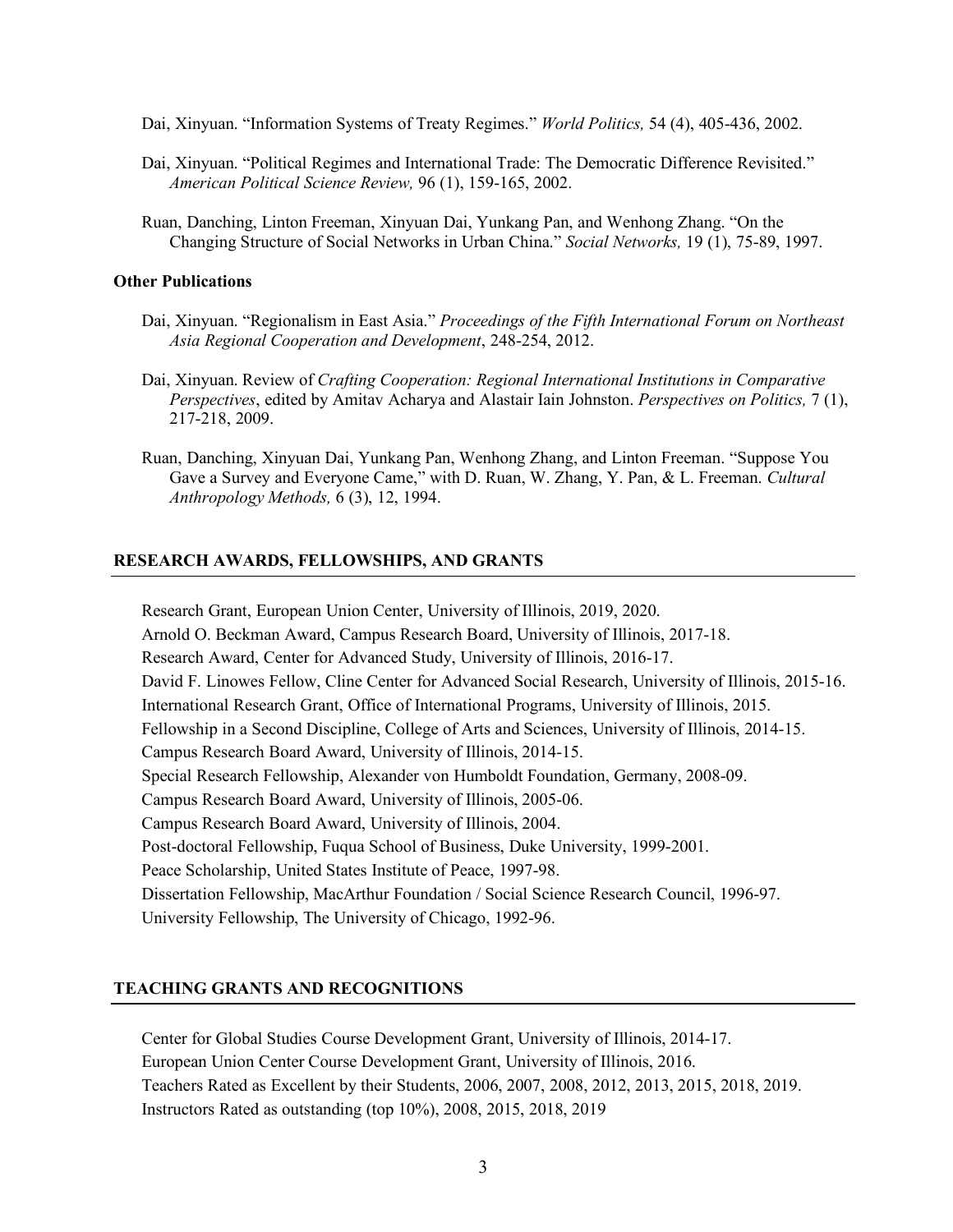Dai, Xinyuan. "Information Systems of Treaty Regimes." *World Politics,* 54 (4), 405-436, 2002.

Dai, Xinyuan. "Political Regimes and International Trade: The Democratic Difference Revisited." *American Political Science Review,* 96 (1), 159-165, 2002.

Ruan, Danching, Linton Freeman, Xinyuan Dai, Yunkang Pan, and Wenhong Zhang. "On the Changing Structure of Social Networks in Urban China." *Social Networks,* 19 (1), 75-89, 1997.

### Other Publications

Dai, Xinyuan. "Regionalism in East Asia." *Proceedings of the Fifth International Forum on Northeast Asia Regional Cooperation and Development*, 248-254, 2012.

Dai, Xinyuan. Review of *Crafting Cooperation: Regional International Institutions in Comparative Perspectives*, edited by Amitav Acharya and Alastair Iain Johnston. *Perspectives on Politics,* 7 (1), 217-218, 2009.

Ruan, Danching, Xinyuan Dai, Yunkang Pan, Wenhong Zhang, and Linton Freeman. "Suppose You Gave a Survey and Everyone Came," with D. Ruan, W. Zhang, Y. Pan, & L. Freeman. *Cultural Anthropology Methods,* 6 (3), 12, 1994.

## RESEARCH AWARDS, FELLOWSHIPS, AND GRANTS

Research Grant, European Union Center, University of Illinois, 2019, 2020.
Arnold O. Beckman Award, Campus Research Board, University of Illinois, 2017-18.
Research Award, Center for Advanced Study, University of Illinois, 2016-17.
David F. Linowes Fellow, Cline Center for Advanced Social Research, University of Illinois, 2015-16.
International Research Grant, Office of International Programs, University of Illinois, 2015.
Fellowship in a Second Discipline, College of Arts and Sciences, University of Illinois, 2014-15.
Campus Research Board Award, University of Illinois, 2014-15.
Special Research Fellowship, Alexander von Humboldt Foundation, Germany, 2008-09.
Campus Research Board Award, University of Illinois, 2005-06.
Campus Research Board Award, University of Illinois, 2004.
Post-doctoral Fellowship, Fuqua School of Business, Duke University, 1999-2001.
Peace Scholarship, United States Institute of Peace, 1997-98.
Dissertation Fellowship, MacArthur Foundation / Social Science Research Council, 1996-97.
University Fellowship, The University of Chicago, 1992-96.

## TEACHING GRANTS AND RECOGNITIONS

Center for Global Studies Course Development Grant, University of Illinois, 2014-17.
European Union Center Course Development Grant, University of Illinois, 2016.
Teachers Rated as Excellent by their Students, 2006, 2007, 2008, 2012, 2013, 2015, 2018, 2019.
Instructors Rated as outstanding (top 10%), 2008, 2015, 2018, 2019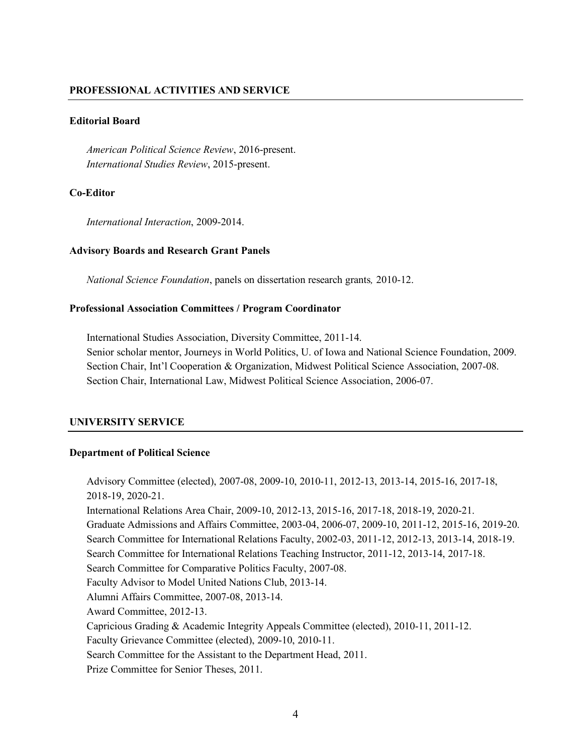## PROFESSIONAL ACTIVITIES AND SERVICE

### Editorial Board

*American Political Science Review*, 2016-present.
*International Studies Review*, 2015-present.

### Co-Editor

*International Interaction*, 2009-2014.

### Advisory Boards and Research Grant Panels

*National Science Foundation*, panels on dissertation research grants, 2010-12.

### Professional Association Committees / Program Coordinator

International Studies Association, Diversity Committee, 2011-14.
Senior scholar mentor, Journeys in World Politics, U. of Iowa and National Science Foundation, 2009.
Section Chair, Int'l Cooperation & Organization, Midwest Political Science Association, 2007-08.
Section Chair, International Law, Midwest Political Science Association, 2006-07.

## UNIVERSITY SERVICE

### Department of Political Science

Advisory Committee (elected), 2007-08, 2009-10, 2010-11, 2012-13, 2013-14, 2015-16, 2017-18, 2018-19, 2020-21.
International Relations Area Chair, 2009-10, 2012-13, 2015-16, 2017-18, 2018-19, 2020-21.
Graduate Admissions and Affairs Committee, 2003-04, 2006-07, 2009-10, 2011-12, 2015-16, 2019-20.
Search Committee for International Relations Faculty, 2002-03, 2011-12, 2012-13, 2013-14, 2018-19.
Search Committee for International Relations Teaching Instructor, 2011-12, 2013-14, 2017-18.
Search Committee for Comparative Politics Faculty, 2007-08.
Faculty Advisor to Model United Nations Club, 2013-14.
Alumni Affairs Committee, 2007-08, 2013-14.
Award Committee, 2012-13.
Capricious Grading & Academic Integrity Appeals Committee (elected), 2010-11, 2011-12.
Faculty Grievance Committee (elected), 2009-10, 2010-11.
Search Committee for the Assistant to the Department Head, 2011.
Prize Committee for Senior Theses, 2011.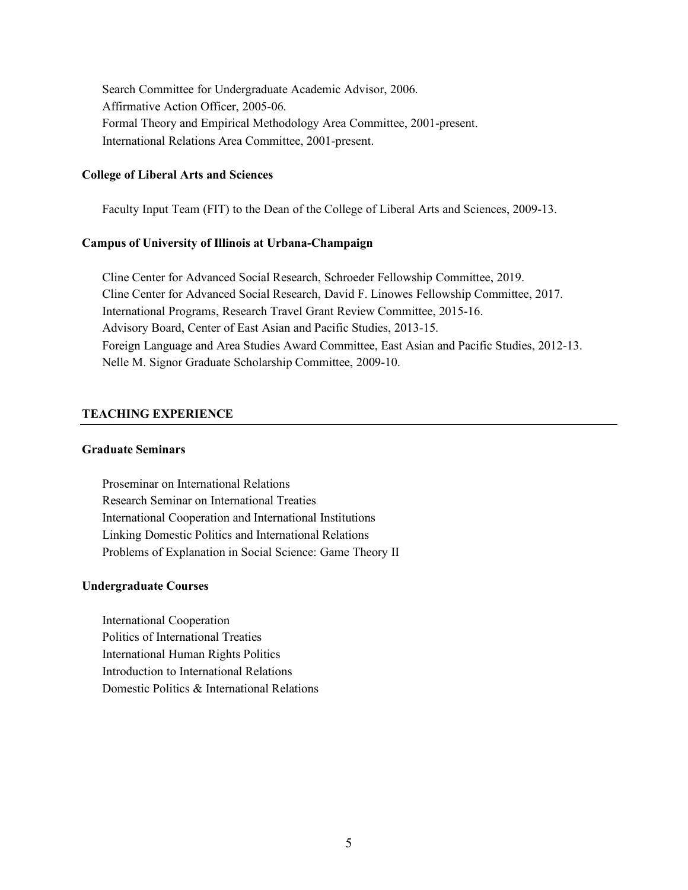Search Committee for Undergraduate Academic Advisor, 2006.
Affirmative Action Officer, 2005-06.
Formal Theory and Empirical Methodology Area Committee, 2001-present.
International Relations Area Committee, 2001-present.

### College of Liberal Arts and Sciences

Faculty Input Team (FIT) to the Dean of the College of Liberal Arts and Sciences, 2009-13.

### Campus of University of Illinois at Urbana-Champaign

Cline Center for Advanced Social Research, Schroeder Fellowship Committee, 2019.
Cline Center for Advanced Social Research, David F. Linowes Fellowship Committee, 2017.
International Programs, Research Travel Grant Review Committee, 2015-16.
Advisory Board, Center of East Asian and Pacific Studies, 2013-15.
Foreign Language and Area Studies Award Committee, East Asian and Pacific Studies, 2012-13.
Nelle M. Signor Graduate Scholarship Committee, 2009-10.

## TEACHING EXPERIENCE

### Graduate Seminars

Proseminar on International Relations
Research Seminar on International Treaties
International Cooperation and International Institutions
Linking Domestic Politics and International Relations
Problems of Explanation in Social Science: Game Theory II

### Undergraduate Courses

International Cooperation
Politics of International Treaties
International Human Rights Politics
Introduction to International Relations
Domestic Politics & International Relations